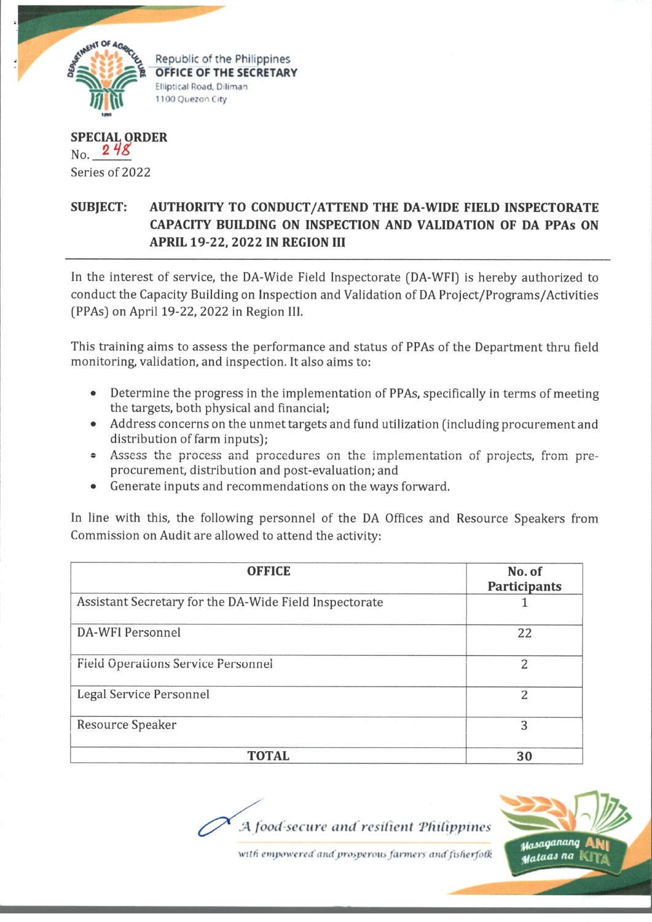Republic of the Philippines
**OFFICE OF THE SECRETARY**
Elliptical Road, Diliman
1100 Quezon City

**SPECIAL ORDER**
No. 248
Series of 2022

**SUBJECT: AUTHORITY TO CONDUCT/ATTEND THE DA-WIDE FIELD INSPECTORATE CAPACITY BUILDING ON INSPECTION AND VALIDATION OF DA PPAs ON APRIL 19-22, 2022 IN REGION III**

---

In the interest of service, the DA-Wide Field Inspectorate (DA-WFI) is hereby authorized to conduct the Capacity Building on Inspection and Validation of DA Project/Programs/Activities (PPAs) on April 19-22, 2022 in Region III.

This training aims to assess the performance and status of PPAs of the Department thru field monitoring, validation, and inspection. It also aims to:

- Determine the progress in the implementation of PPAs, specifically in terms of meeting the targets, both physical and financial;
- Address concerns on the unmet targets and fund utilization (including procurement and distribution of farm inputs);
- Assess the process and procedures on the implementation of projects, from pre-procurement, distribution and post-evaluation; and
- Generate inputs and recommendations on the ways forward.

In line with this, the following personnel of the DA Offices and Resource Speakers from Commission on Audit are allowed to attend the activity:

| OFFICE | No. of Participants |
|---|---|
| Assistant Secretary for the DA-Wide Field Inspectorate | 1 |
| DA-WFI Personnel | 22 |
| Field Operations Service Personnel | 2 |
| Legal Service Personnel | 2 |
| Resource Speaker | 3 |
| **TOTAL** | **30** |

*A food-secure and resilient Philippines*
*with empowered and prosperous farmers and fisherfolk*

Masaganang ANI Mataas na KITA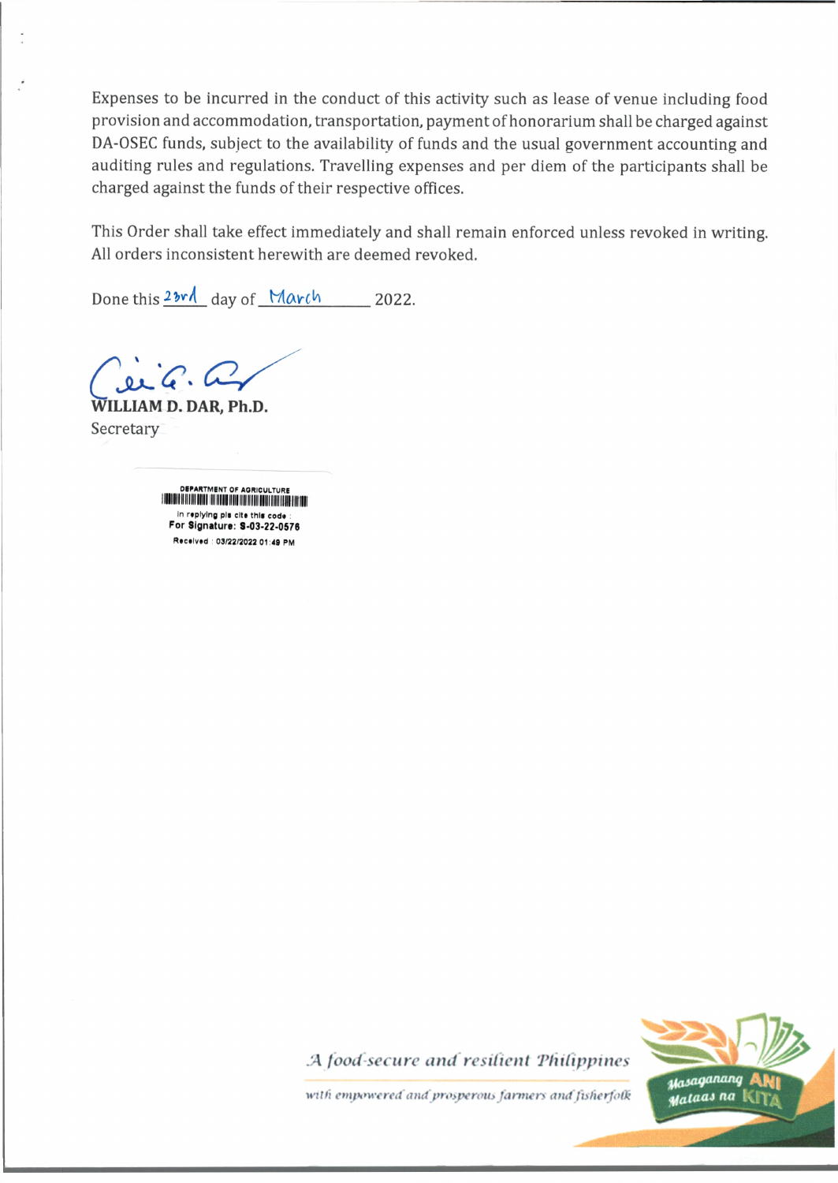Expenses to be incurred in the conduct of this activity such as lease of venue including food provision and accommodation, transportation, payment of honorarium shall be charged against DA-OSEC funds, subject to the availability of funds and the usual government accounting and auditing rules and regulations. Travelling expenses and per diem of the participants shall be charged against the funds of their respective offices.

This Order shall take effect immediately and shall remain enforced unless revoked in writing. All orders inconsistent herewith are deemed revoked.

Done this 23rd day of March 2022.

**WILLIAM D. DAR, Ph.D.**
Secretary

DEPARTMENT OF AGRICULTURE
In replying pls cite this code :
**For Signature: S-03-22-0576**
Received : 03/22/2022 01:49 PM